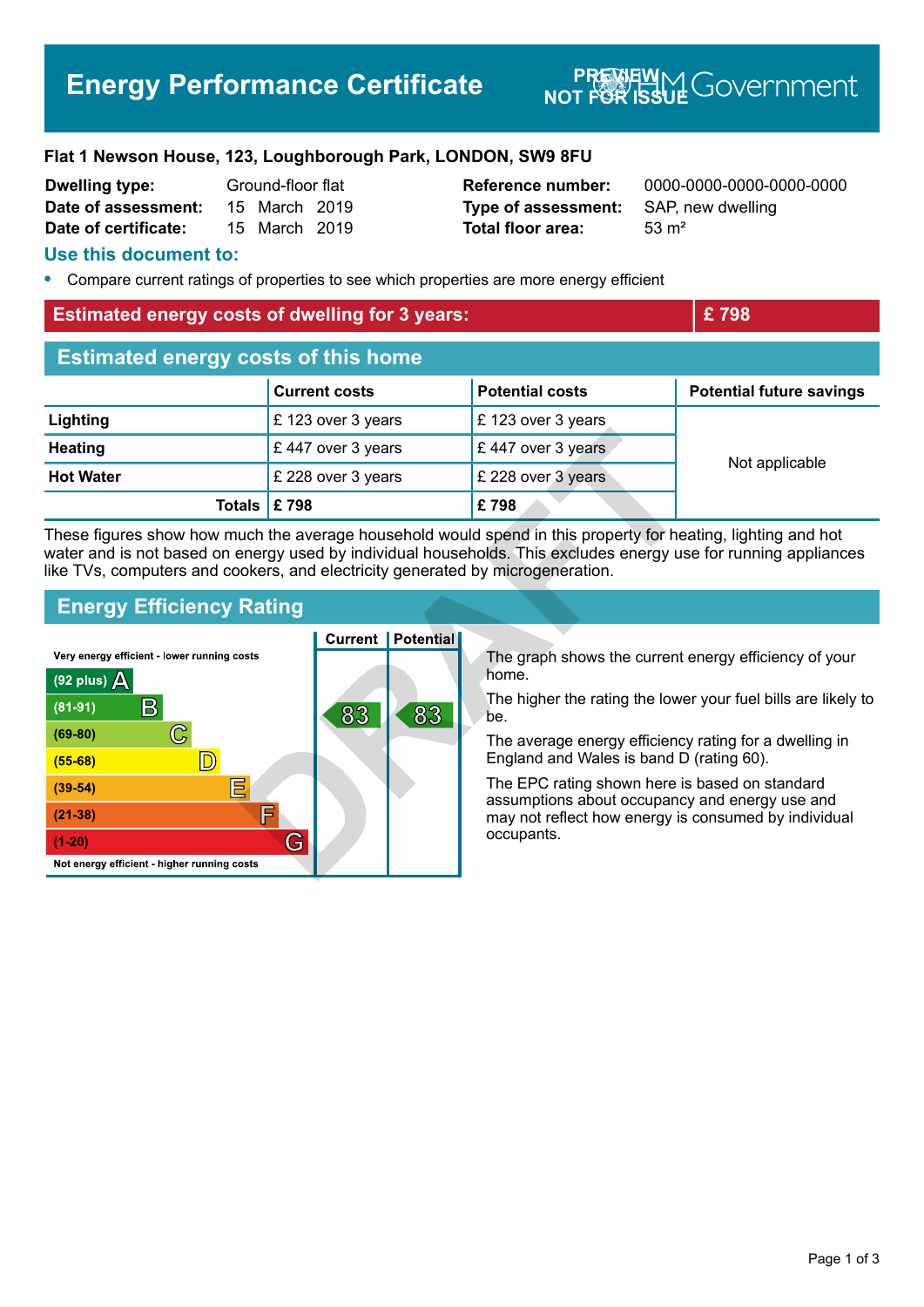# Energy Performance Certificate

PREVIEW NOT FOR ISSUE HM Government

**Flat 1 Newson House, 123, Loughborough Park, LONDON, SW9 8FU**

| | | | |
|---|---|---|---|
| **Dwelling type:** | Ground-floor flat | **Reference number:** | 0000-0000-0000-0000-0000 |
| **Date of assessment:** | 15 March 2019 | **Type of assessment:** | SAP, new dwelling |
| **Date of certificate:** | 15 March 2019 | **Total floor area:** | 53 m² |

## Use this document to:

- Compare current ratings of properties to see which properties are more energy efficient

**Estimated energy costs of dwelling for 3 years: £ 798**

## Estimated energy costs of this home

| | Current costs | Potential costs | Potential future savings |
|---|---|---|---|
| **Lighting** | £ 123 over 3 years | £ 123 over 3 years | Not applicable |
| **Heating** | £ 447 over 3 years | £ 447 over 3 years | |
| **Hot Water** | £ 228 over 3 years | £ 228 over 3 years | |
| **Totals** | **£ 798** | **£ 798** | |

These figures show how much the average household would spend in this property for heating, lighting and hot water and is not based on energy used by individual households. This excludes energy use for running appliances like TVs, computers and cookers, and electricity generated by microgeneration.

## Energy Efficiency Rating

| Rating band | Current | Potential |
|---|---|---|
| Very energy efficient - lower running costs | | |
| (92 plus) A | | |
| (81-91) B | 83 | 83 |
| (69-80) C | | |
| (55-68) D | | |
| (39-54) E | | |
| (21-38) F | | |
| (1-20) G | | |
| Not energy efficient - higher running costs | | |

The graph shows the current energy efficiency of your home.

The higher the rating the lower your fuel bills are likely to be.

The average energy efficiency rating for a dwelling in England and Wales is band D (rating 60).

The EPC rating shown here is based on standard assumptions about occupancy and energy use and may not reflect how energy is consumed by individual occupants.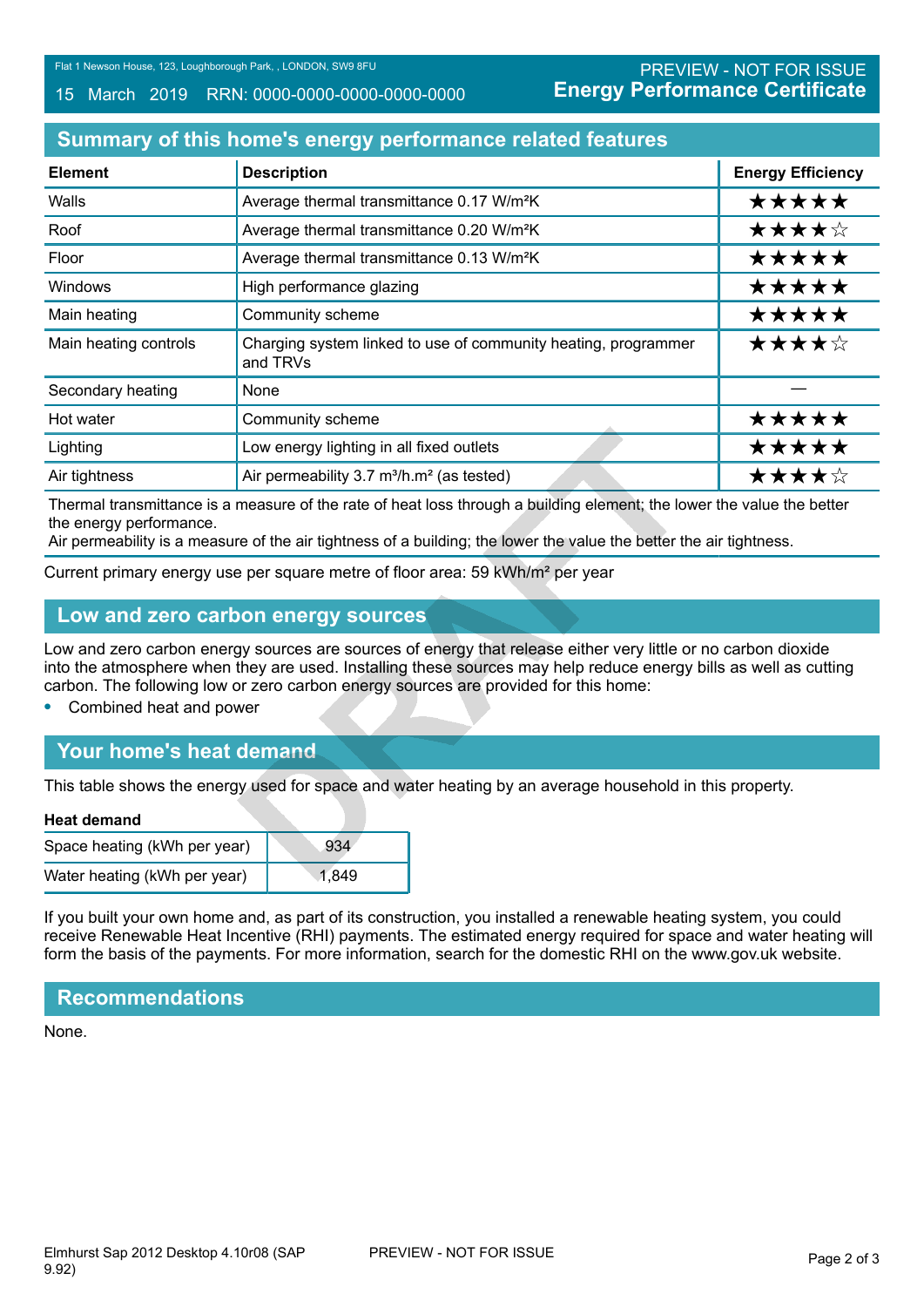## Summary of this home's energy performance related features

| Element | Description | Energy Efficiency |
|---|---|---|
| Walls | Average thermal transmittance 0.17 W/m²K | ★★★★★ |
| Roof | Average thermal transmittance 0.20 W/m²K | ★★★★☆ |
| Floor | Average thermal transmittance 0.13 W/m²K | ★★★★★ |
| Windows | High performance glazing | ★★★★★ |
| Main heating | Community scheme | ★★★★★ |
| Main heating controls | Charging system linked to use of community heating, programmer and TRVs | ★★★★☆ |
| Secondary heating | None | — |
| Hot water | Community scheme | ★★★★★ |
| Lighting | Low energy lighting in all fixed outlets | ★★★★★ |
| Air tightness | Air permeability 3.7 m³/h.m² (as tested) | ★★★★☆ |

Thermal transmittance is a measure of the rate of heat loss through a building element; the lower the value the better the energy performance.
Air permeability is a measure of the air tightness of a building; the lower the value the better the air tightness.

Current primary energy use per square metre of floor area: 59 kWh/m² per year

## Low and zero carbon energy sources

Low and zero carbon energy sources are sources of energy that release either very little or no carbon dioxide into the atmosphere when they are used. Installing these sources may help reduce energy bills as well as cutting carbon. The following low or zero carbon energy sources are provided for this home:

- Combined heat and power

## Your home's heat demand

This table shows the energy used for space and water heating by an average household in this property.

**Heat demand**

| | |
|---|---|
| Space heating (kWh per year) | 934 |
| Water heating (kWh per year) | 1,849 |

If you built your own home and, as part of its construction, you installed a renewable heating system, you could receive Renewable Heat Incentive (RHI) payments. The estimated energy required for space and water heating will form the basis of the payments. For more information, search for the domestic RHI on the www.gov.uk website.

## Recommendations

None.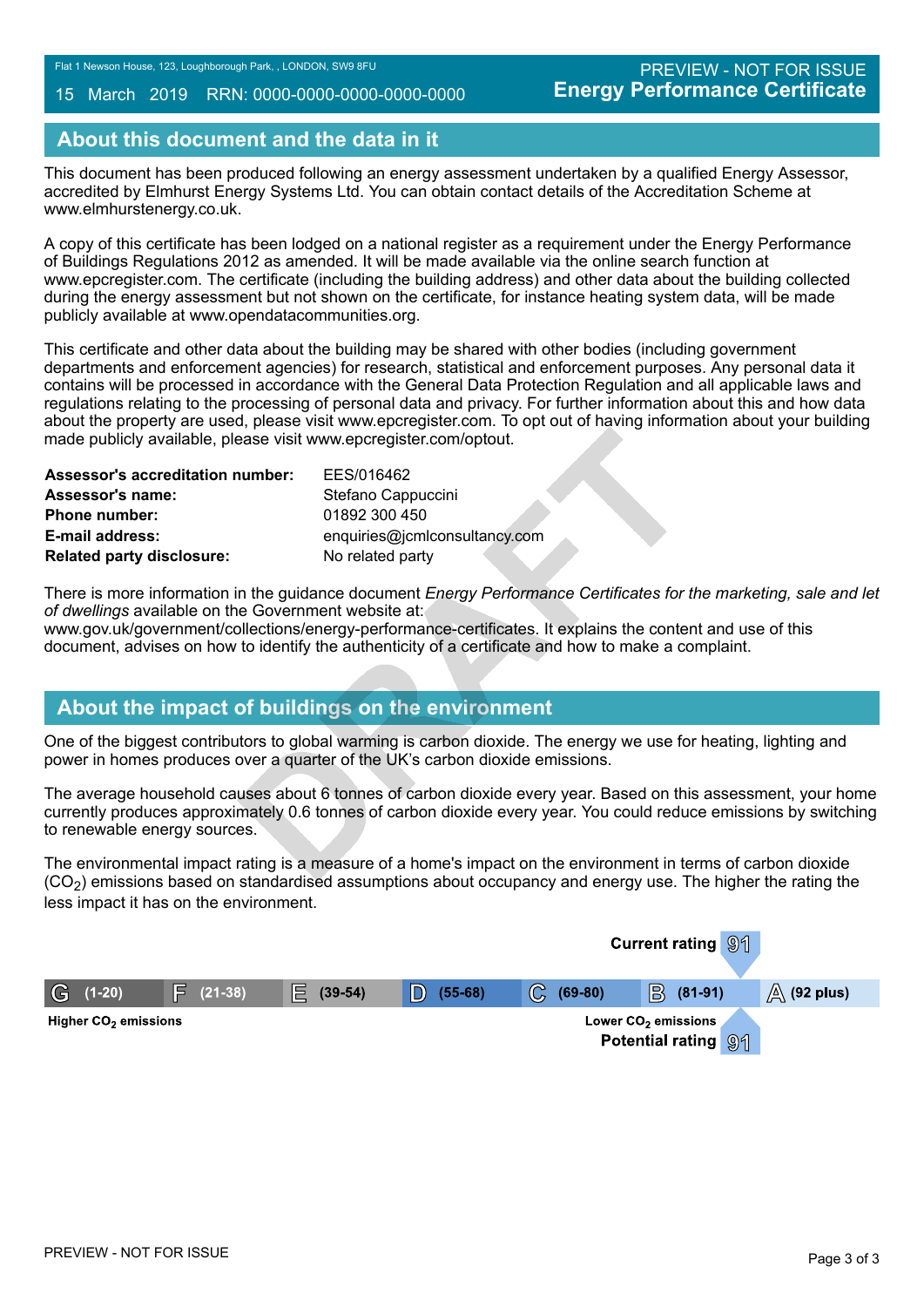Flat 1 Newson House, 123, Loughborough Park, , LONDON, SW9 8FU

15 March 2019 RRN: 0000-0000-0000-0000-0000

PREVIEW - NOT FOR ISSUE
**Energy Performance Certificate**

## About this document and the data in it

This document has been produced following an energy assessment undertaken by a qualified Energy Assessor, accredited by Elmhurst Energy Systems Ltd. You can obtain contact details of the Accreditation Scheme at www.elmhurstenergy.co.uk.

A copy of this certificate has been lodged on a national register as a requirement under the Energy Performance of Buildings Regulations 2012 as amended. It will be made available via the online search function at www.epcregister.com. The certificate (including the building address) and other data about the building collected during the energy assessment but not shown on the certificate, for instance heating system data, will be made publicly available at www.opendatacommunities.org.

This certificate and other data about the building may be shared with other bodies (including government departments and enforcement agencies) for research, statistical and enforcement purposes. Any personal data it contains will be processed in accordance with the General Data Protection Regulation and all applicable laws and regulations relating to the processing of personal data and privacy. For further information about this and how data about the property are used, please visit www.epcregister.com. To opt out of having information about your building made publicly available, please visit www.epcregister.com/optout.

| | |
|---|---|
| **Assessor's accreditation number:** | EES/016462 |
| **Assessor's name:** | Stefano Cappuccini |
| **Phone number:** | 01892 300 450 |
| **E-mail address:** | enquiries@jcmlconsultancy.com |
| **Related party disclosure:** | No related party |

There is more information in the guidance document *Energy Performance Certificates for the marketing, sale and let of dwellings* available on the Government website at: www.gov.uk/government/collections/energy-performance-certificates. It explains the content and use of this document, advises on how to identify the authenticity of a certificate and how to make a complaint.

## About the impact of buildings on the environment

One of the biggest contributors to global warming is carbon dioxide. The energy we use for heating, lighting and power in homes produces over a quarter of the UK's carbon dioxide emissions.

The average household causes about 6 tonnes of carbon dioxide every year. Based on this assessment, your home currently produces approximately 0.6 tonnes of carbon dioxide every year. You could reduce emissions by switching to renewable energy sources.

The environmental impact rating is a measure of a home's impact on the environment in terms of carbon dioxide ($CO_2$) emissions based on standardised assumptions about occupancy and energy use. The higher the rating the less impact it has on the environment.

Current rating 91

G (1-20)
F (21-38)
E (39-54)
D (55-68)
C (69-80)
B (81-91)
A (92 plus)

Higher $CO_2$ emissions

Lower $CO_2$ emissions

Potential rating 91

PREVIEW - NOT FOR ISSUE